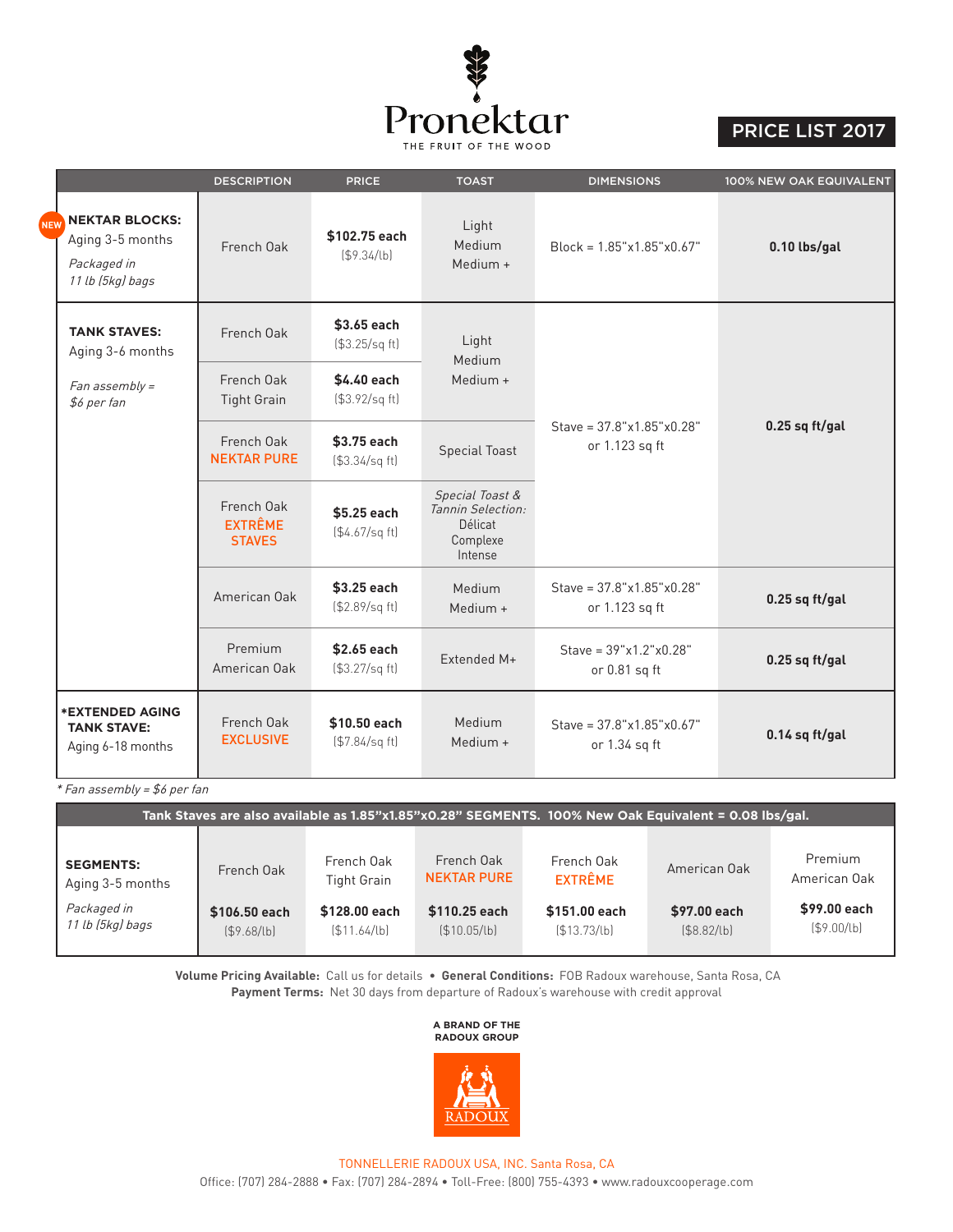# Pronektar

THE FRUIT OF THE WOOD

## PRICE LIST 2017

| | DESCRIPTION | PRICE | TOAST | DIMENSIONS | 100% NEW OAK EQUIVALENT |
|---|---|---|---|---|---|
| NEW **NEKTAR BLOCKS:** Aging 3-5 months *Packaged in 11 lb (5kg) bags* | French Oak | **$102.75 each** ($9.34/lb) | Light Medium Medium + | Block = 1.85"x1.85"x0.67" | **0.10 lbs/gal** |
| **TANK STAVES:** Aging 3-6 months *Fan assembly = $6 per fan* | French Oak | **$3.65 each** ($3.25/sq ft) | Light Medium Medium + | Stave = 37.8"x1.85"x0.28" or 1.123 sq ft | **0.25 sq ft/gal** |
| | French Oak Tight Grain | **$4.40 each** ($3.92/sq ft) | | | |
| | French Oak NEKTAR PURE | **$3.75 each** ($3.34/sq ft) | Special Toast | | |
| | French Oak EXTRÊME STAVES | **$5.25 each** ($4.67/sq ft) | *Special Toast & Tannin Selection:* Délicat Complexe Intense | | |
| | American Oak | **$3.25 each** ($2.89/sq ft) | Medium Medium + | Stave = 37.8"x1.85"x0.28" or 1.123 sq ft | **0.25 sq ft/gal** |
| | Premium American Oak | **$2.65 each** ($3.27/sq ft) | Extended M+ | Stave = 39"x1.2"x0.28" or 0.81 sq ft | **0.25 sq ft/gal** |
| ***EXTENDED AGING TANK STAVE:** Aging 6-18 months | French Oak EXCLUSIVE | **$10.50 each** ($7.84/sq ft) | Medium Medium + | Stave = 37.8"x1.85"x0.67" or 1.34 sq ft | **0.14 sq ft/gal** |

*\* Fan assembly = $6 per fan*

**Tank Staves are also available as 1.85"x1.85"x0.28" SEGMENTS. 100% New Oak Equivalent = 0.08 lbs/gal.**

| | French Oak | French Oak Tight Grain | French Oak NEKTAR PURE | French Oak EXTRÊME | American Oak | Premium American Oak |
|---|---|---|---|---|---|---|
| **SEGMENTS:** Aging 3-5 months *Packaged in 11 lb (5kg) bags* | **$106.50 each** ($9.68/lb) | **$128.00 each** ($11.64/lb) | **$110.25 each** ($10.05/lb) | **$151.00 each** ($13.73/lb) | **$97.00 each** ($8.82/lb) | **$99.00 each** ($9.00/lb) |

**Volume Pricing Available:** Call us for details • **General Conditions:** FOB Radoux warehouse, Santa Rosa, CA
**Payment Terms:** Net 30 days from departure of Radoux's warehouse with credit approval

**A BRAND OF THE RADOUX GROUP**

RADOUX

TONNELLERIE RADOUX USA, INC. Santa Rosa, CA
Office: (707) 284-2888 • Fax: (707) 284-2894 • Toll-Free: (800) 755-4393 • www.radouxcooperage.com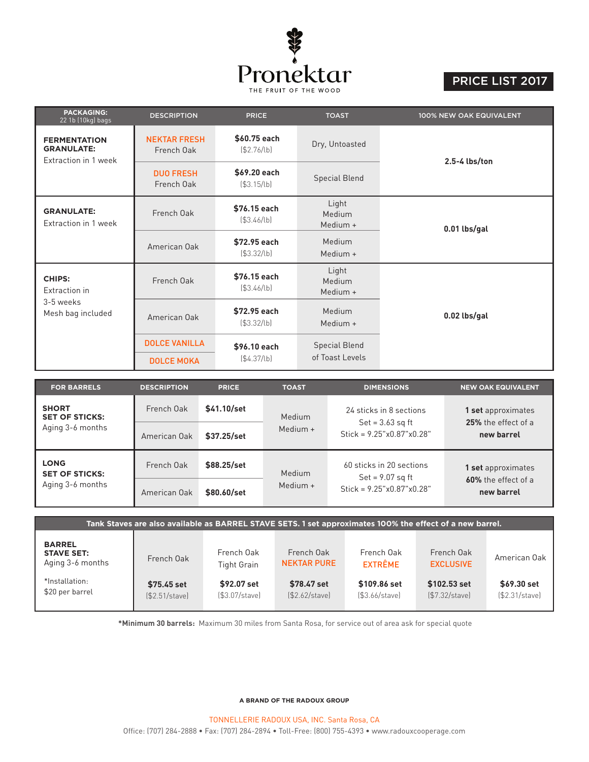# Pronektar

THE FRUIT OF THE WOOD

## PRICE LIST 2017

| PACKAGING: 22 lb (10kg) bags | DESCRIPTION | PRICE | TOAST | 100% NEW OAK EQUIVALENT |
|---|---|---|---|---|
| **FERMENTATION GRANULATE:** Extraction in 1 week | NEKTAR FRESH French Oak | **$60.75 each** ($2.76/lb) | Dry, Untoasted | **2.5-4 lbs/ton** |
| | DUO FRESH French Oak | **$69.20 each** ($3.15/lb) | Special Blend | |
| **GRANULATE:** Extraction in 1 week | French Oak | **$76.15 each** ($3.46/lb) | Light Medium Medium + | **0.01 lbs/gal** |
| | American Oak | **$72.95 each** ($3.32/lb) | Medium Medium + | |
| **CHIPS:** Extraction in 3-5 weeks Mesh bag included | French Oak | **$76.15 each** ($3.46/lb) | Light Medium Medium + | **0.02 lbs/gal** |
| | American Oak | **$72.95 each** ($3.32/lb) | Medium Medium + | |
| | DOLCE VANILLA / DOLCE MOKA | **$96.10 each** ($4.37/lb) | Special Blend of Toast Levels | |

| FOR BARRELS | DESCRIPTION | PRICE | TOAST | DIMENSIONS | NEW OAK EQUIVALENT |
|---|---|---|---|---|---|
| **SHORT SET OF STICKS:** Aging 3-6 months | French Oak | **$41.10/set** | Medium Medium + | 24 sticks in 8 sections Set = 3.63 sq ft Stick = 9.25"x0.87"x0.28" | **1 set** approximates **25%** the effect of a **new barrel** |
| | American Oak | **$37.25/set** | | | |
| **LONG SET OF STICKS:** Aging 3-6 months | French Oak | **$88.25/set** | Medium Medium + | 60 sticks in 20 sections Set = 9.07 sq ft Stick = 9.25"x0.87"x0.28" | **1 set** approximates **60%** the effect of a **new barrel** |
| | American Oak | **$80.60/set** | | | |

**Tank Staves are also available as BARREL STAVE SETS. 1 set approximates 100% the effect of a new barrel.**

| | | | | | | |
|---|---|---|---|---|---|---|
| **BARREL STAVE SET:** Aging 3-6 months | French Oak | French Oak Tight Grain | French Oak NEKTAR PURE | French Oak EXTRÊME | French Oak EXCLUSIVE | American Oak |
| *Installation: $20 per barrel | **$75.45 set** ($2.51/stave) | **$92.07 set** ($3.07/stave) | **$78.47 set** ($2.62/stave) | **$109.86 set** ($3.66/stave) | **$102.53 set** ($7.32/stave) | **$69.30 set** ($2.31/stave) |

**\*Minimum 30 barrels:** Maximum 30 miles from Santa Rosa, for service out of area ask for special quote

**A BRAND OF THE RADOUX GROUP**

TONNELLERIE RADOUX USA, INC. Santa Rosa, CA

Office: (707) 284-2888 • Fax: (707) 284-2894 • Toll-Free: (800) 755-4393 • www.radouxcooperage.com